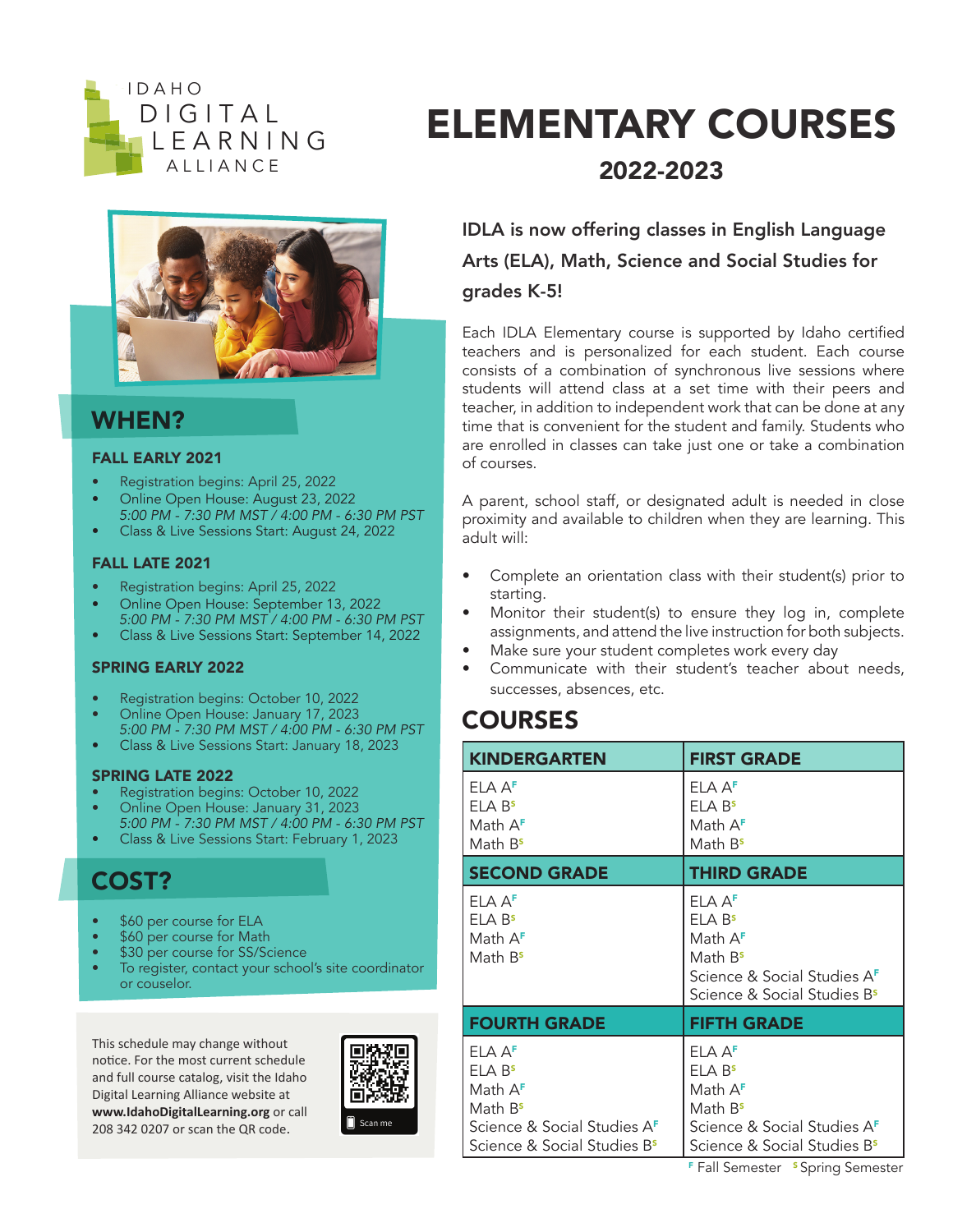IDAHO DIGITAL LEARNING ALLIANCE

# ELEMENTARY COURSES

## 2022-2023

## WHEN?

### FALL EARLY 2021

- Registration begins: April 25, 2022
- Online Open House: August 23, 2022
  *5:00 PM - 7:30 PM MST / 4:00 PM - 6:30 PM PST*
- Class & Live Sessions Start: August 24, 2022

### FALL LATE 2021

- Registration begins: April 25, 2022
- Online Open House: September 13, 2022
  *5:00 PM - 7:30 PM MST / 4:00 PM - 6:30 PM PST*
- Class & Live Sessions Start: September 14, 2022

### SPRING EARLY 2022

- Registration begins: October 10, 2022
- Online Open House: January 17, 2023
  *5:00 PM - 7:30 PM MST / 4:00 PM - 6:30 PM PST*
- Class & Live Sessions Start: January 18, 2023

### SPRING LATE 2022

- Registration begins: October 10, 2022
- Online Open House: January 31, 2023
  *5:00 PM - 7:30 PM MST / 4:00 PM - 6:30 PM PST*
- Class & Live Sessions Start: February 1, 2023

## COST?

- $60 per course for ELA
- $60 per course for Math
- $30 per course for SS/Science
- To register, contact your school's site coordinator or couselor.

This schedule may change without notice. For the most current schedule and full course catalog, visit the Idaho Digital Learning Alliance website at **www.IdahoDigitalLearning.org** or call 208 342 0207 or scan the QR code.

Scan me

**IDLA is now offering classes in English Language Arts (ELA), Math, Science and Social Studies for grades K-5!**

Each IDLA Elementary course is supported by Idaho certified teachers and is personalized for each student. Each course consists of a combination of synchronous live sessions where students will attend class at a set time with their peers and teacher, in addition to independent work that can be done at any time that is convenient for the student and family. Students who are enrolled in classes can take just one or take a combination of courses.

A parent, school staff, or designated adult is needed in close proximity and available to children when they are learning. This adult will:

- Complete an orientation class with their student(s) prior to starting.
- Monitor their student(s) to ensure they log in, complete assignments, and attend the live instruction for both subjects.
- Make sure your student completes work every day
- Communicate with their student's teacher about needs, successes, absences, etc.

## COURSES

| KINDERGARTEN | FIRST GRADE |
|---|---|
| ELA A[F]<br>ELA B[S]<br>Math A[F]<br>Math B[S] | ELA A[F]<br>ELA B[S]<br>Math A[F]<br>Math B[S] |
| **SECOND GRADE** | **THIRD GRADE** |
| ELA A[F]<br>ELA B[S]<br>Math A[F]<br>Math B[S] | ELA A[F]<br>ELA B[S]<br>Math A[F]<br>Math B[S]<br>Science & Social Studies A[F]<br>Science & Social Studies B[S] |
| **FOURTH GRADE** | **FIFTH GRADE** |
| ELA A[F]<br>ELA B[S]<br>Math A[F]<br>Math B[S]<br>Science & Social Studies A[F]<br>Science & Social Studies B[S] | ELA A[F]<br>ELA B[S]<br>Math A[F]<br>Math B[S]<br>Science & Social Studies A[F]<br>Science & Social Studies B[S] |

[F] Fall Semester [S] Spring Semester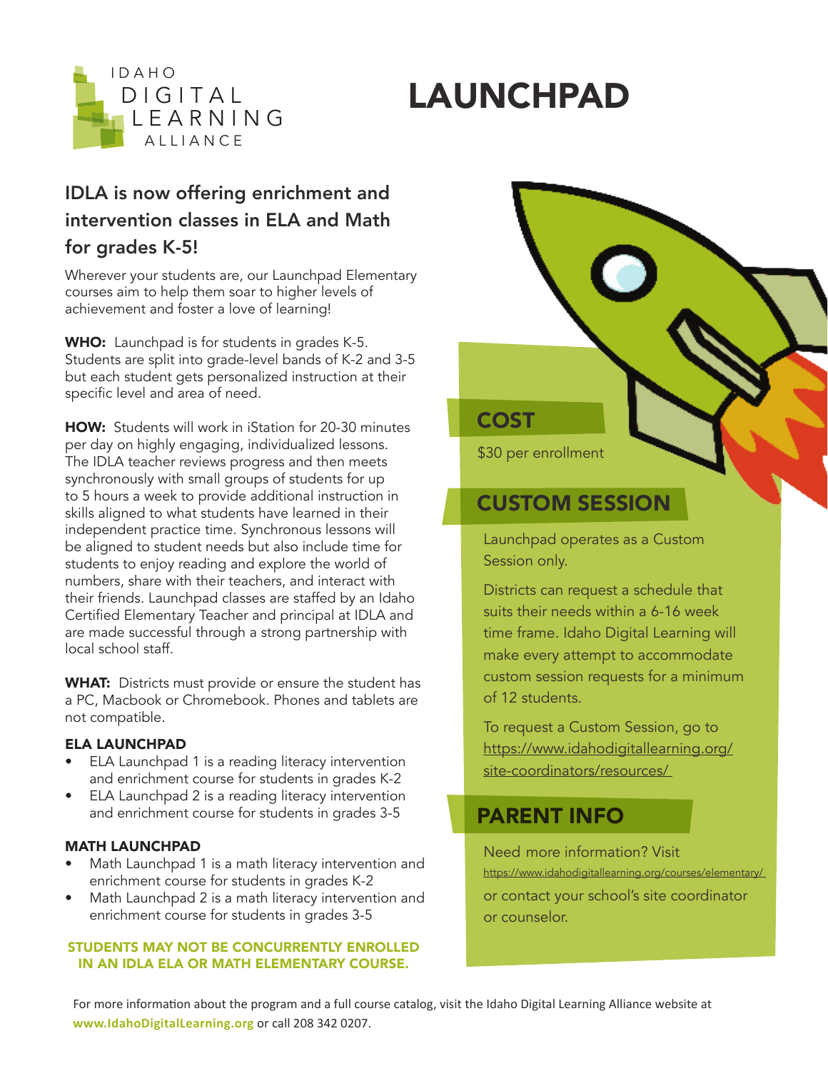IDAHO DIGITAL LEARNING ALLIANCE

# LAUNCHPAD

## IDLA is now offering enrichment and intervention classes in ELA and Math for grades K-5!

Wherever your students are, our Launchpad Elementary courses aim to help them soar to higher levels of achievement and foster a love of learning!

**WHO:** Launchpad is for students in grades K-5. Students are split into grade-level bands of K-2 and 3-5 but each student gets personalized instruction at their specific level and area of need.

**HOW:** Students will work in iStation for 20-30 minutes per day on highly engaging, individualized lessons. The IDLA teacher reviews progress and then meets synchronously with small groups of students for up to 5 hours a week to provide additional instruction in skills aligned to what students have learned in their independent practice time. Synchronous lessons will be aligned to student needs but also include time for students to enjoy reading and explore the world of numbers, share with their teachers, and interact with their friends. Launchpad classes are staffed by an Idaho Certified Elementary Teacher and principal at IDLA and are made successful through a strong partnership with local school staff.

**WHAT:** Districts must provide or ensure the student has a PC, Macbook or Chromebook. Phones and tablets are not compatible.

### ELA LAUNCHPAD

- ELA Launchpad 1 is a reading literacy intervention and enrichment course for students in grades K-2
- ELA Launchpad 2 is a reading literacy intervention and enrichment course for students in grades 3-5

### MATH LAUNCHPAD

- Math Launchpad 1 is a math literacy intervention and enrichment course for students in grades K-2
- Math Launchpad 2 is a math literacy intervention and enrichment course for students in grades 3-5

**STUDENTS MAY NOT BE CONCURRENTLY ENROLLED IN AN IDLA ELA OR MATH ELEMENTARY COURSE.**

## COST

$30 per enrollment

## CUSTOM SESSION

Launchpad operates as a Custom Session only.

Districts can request a schedule that suits their needs within a 6-16 week time frame. Idaho Digital Learning will make every attempt to accommodate custom session requests for a minimum of 12 students.

To request a Custom Session, go to https://www.idahodigitallearning.org/site-coordinators/resources/

## PARENT INFO

Need more information? Visit https://www.idahodigitallearning.org/courses/elementary/ or contact your school's site coordinator or counselor.

For more information about the program and a full course catalog, visit the Idaho Digital Learning Alliance website at **www.IdahoDigitalLearning.org** or call 208 342 0207.